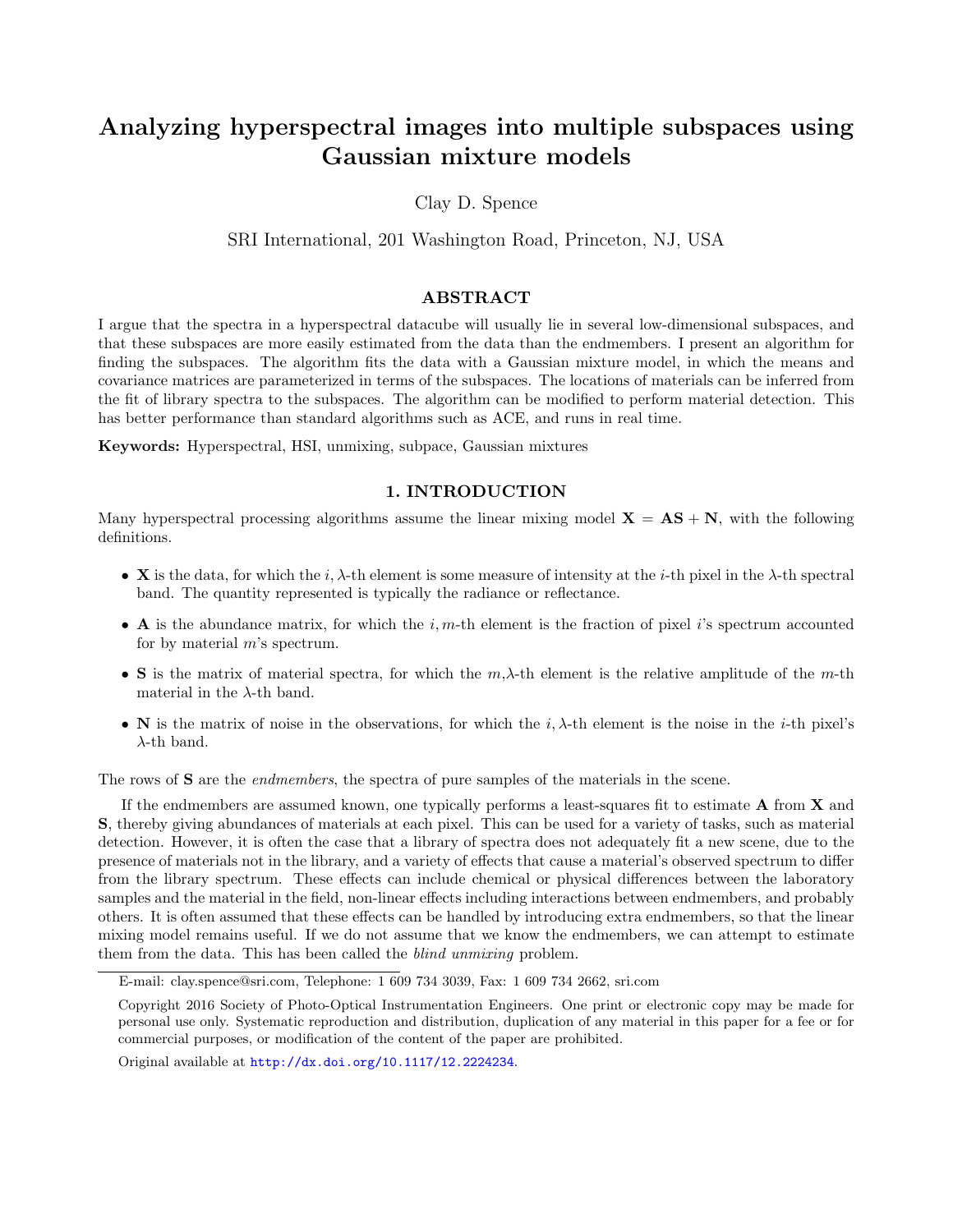# Analyzing hyperspectral images into multiple subspaces using Gaussian mixture models

Clay D. Spence

SRI International, 201 Washington Road, Princeton, NJ, USA

## ABSTRACT

I argue that the spectra in a hyperspectral datacube will usually lie in several low-dimensional subspaces, and that these subspaces are more easily estimated from the data than the endmembers. I present an algorithm for finding the subspaces. The algorithm fits the data with a Gaussian mixture model, in which the means and covariance matrices are parameterized in terms of the subspaces. The locations of materials can be inferred from the fit of library spectra to the subspaces. The algorithm can be modified to perform material detection. This has better performance than standard algorithms such as ACE, and runs in real time.

**Keywords:** Hyperspectral, HSI, unmixing, subpace, Gaussian mixtures

## 1. INTRODUCTION

Many hyperspectral processing algorithms assume the linear mixing model $\mathbf{X} = \mathbf{AS} + \mathbf{N}$, with the following definitions.

- $\mathbf{X}$ is the data, for which the $i, \lambda$-th element is some measure of intensity at the $i$-th pixel in the $\lambda$-th spectral band. The quantity represented is typically the radiance or reflectance.
- $\mathbf{A}$ is the abundance matrix, for which the $i, m$-th element is the fraction of pixel $i$'s spectrum accounted for by material $m$'s spectrum.
- $\mathbf{S}$ is the matrix of material spectra, for which the $m$,$\lambda$-th element is the relative amplitude of the $m$-th material in the $\lambda$-th band.
- $\mathbf{N}$ is the matrix of noise in the observations, for which the $i, \lambda$-th element is the noise in the $i$-th pixel's $\lambda$-th band.

The rows of $\mathbf{S}$ are the *endmembers*, the spectra of pure samples of the materials in the scene.

If the endmembers are assumed known, one typically performs a least-squares fit to estimate $\mathbf{A}$ from $\mathbf{X}$ and $\mathbf{S}$, thereby giving abundances of materials at each pixel. This can be used for a variety of tasks, such as material detection. However, it is often the case that a library of spectra does not adequately fit a new scene, due to the presence of materials not in the library, and a variety of effects that cause a material's observed spectrum to differ from the library spectrum. These effects can include chemical or physical differences between the laboratory samples and the material in the field, non-linear effects including interactions between endmembers, and probably others. It is often assumed that these effects can be handled by introducing extra endmembers, so that the linear mixing model remains useful. If we do not assume that we know the endmembers, we can attempt to estimate them from the data. This has been called the *blind unmixing* problem.

E-mail: clay.spence@sri.com, Telephone: 1 609 734 3039, Fax: 1 609 734 2662, sri.com

Copyright 2016 Society of Photo-Optical Instrumentation Engineers. One print or electronic copy may be made for personal use only. Systematic reproduction and distribution, duplication of any material in this paper for a fee or for commercial purposes, or modification of the content of the paper are prohibited.

Original available at http://dx.doi.org/10.1117/12.2224234.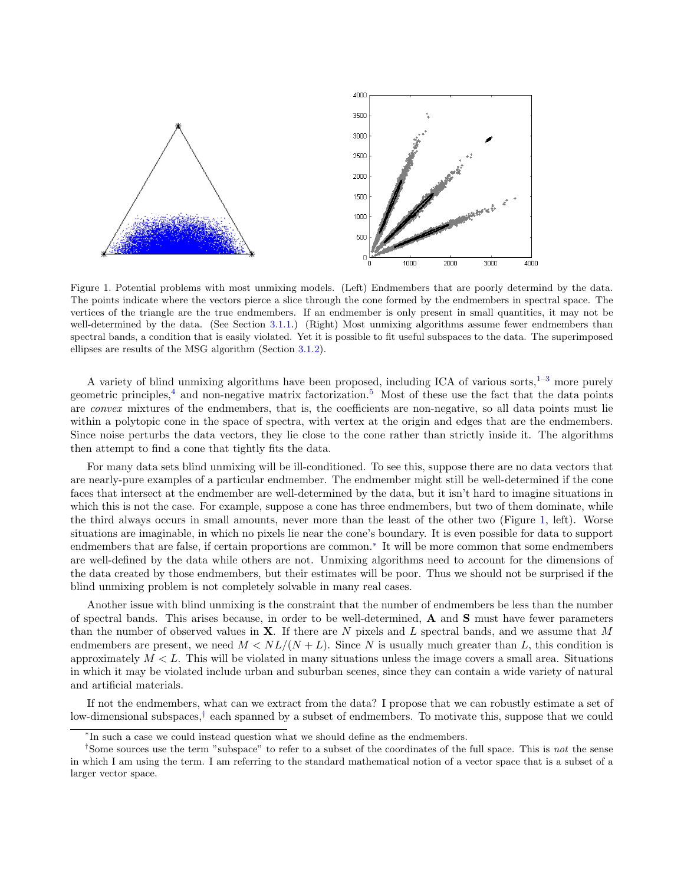Figure 1. Potential problems with most unmixing models. (Left) Endmembers that are poorly determind by the data. The points indicate where the vectors pierce a slice through the cone formed by the endmembers in spectral space. The vertices of the triangle are the true endmembers. If an endmember is only present in small quantities, it may not be well-determined by the data. (See Section 3.1.1.) (Right) Most unmixing algorithms assume fewer endmembers than spectral bands, a condition that is easily violated. Yet it is possible to fit useful subspaces to the data. The superimposed ellipses are results of the MSG algorithm (Section 3.1.2).

A variety of blind unmixing algorithms have been proposed, including ICA of various sorts,[1–3] more purely geometric principles,[4] and non-negative matrix factorization.[5] Most of these use the fact that the data points are *convex* mixtures of the endmembers, that is, the coefficients are non-negative, so all data points must lie within a polytopic cone in the space of spectra, with vertex at the origin and edges that are the endmembers. Since noise perturbs the data vectors, they lie close to the cone rather than strictly inside it. The algorithms then attempt to find a cone that tightly fits the data.

For many data sets blind unmixing will be ill-conditioned. To see this, suppose there are no data vectors that are nearly-pure examples of a particular endmember. The endmember might still be well-determined if the cone faces that intersect at the endmember are well-determined by the data, but it isn't hard to imagine situations in which this is not the case. For example, suppose a cone has three endmembers, but two of them dominate, while the third always occurs in small amounts, never more than the least of the other two (Figure 1, left). Worse situations are imaginable, in which no pixels lie near the cone's boundary. It is even possible for data to support endmembers that are false, if certain proportions are common.[*] It will be more common that some endmembers are well-defined by the data while others are not. Unmixing algorithms need to account for the dimensions of the data created by those endmembers, but their estimates will be poor. Thus we should not be surprised if the blind unmixing problem is not completely solvable in many real cases.

Another issue with blind unmixing is the constraint that the number of endmembers be less than the number of spectral bands. This arises because, in order to be well-determined, $\mathbf{A}$ and $\mathbf{S}$ must have fewer parameters than the number of observed values in $\mathbf{X}$. If there are $N$ pixels and $L$ spectral bands, and we assume that $M$ endmembers are present, we need $M < NL/(N + L)$. Since $N$ is usually much greater than $L$, this condition is approximately $M < L$. This will be violated in many situations unless the image covers a small area. Situations in which it may be violated include urban and suburban scenes, since they can contain a wide variety of natural and artificial materials.

If not the endmembers, what can we extract from the data? I propose that we can robustly estimate a set of low-dimensional subspaces,[†] each spanned by a subset of endmembers. To motivate this, suppose that we could

[*] In such a case we could instead question what we should define as the endmembers.

[†] Some sources use the term "subspace" to refer to a subset of the coordinates of the full space. This is *not* the sense in which I am using the term. I am referring to the standard mathematical notion of a vector space that is a subset of a larger vector space.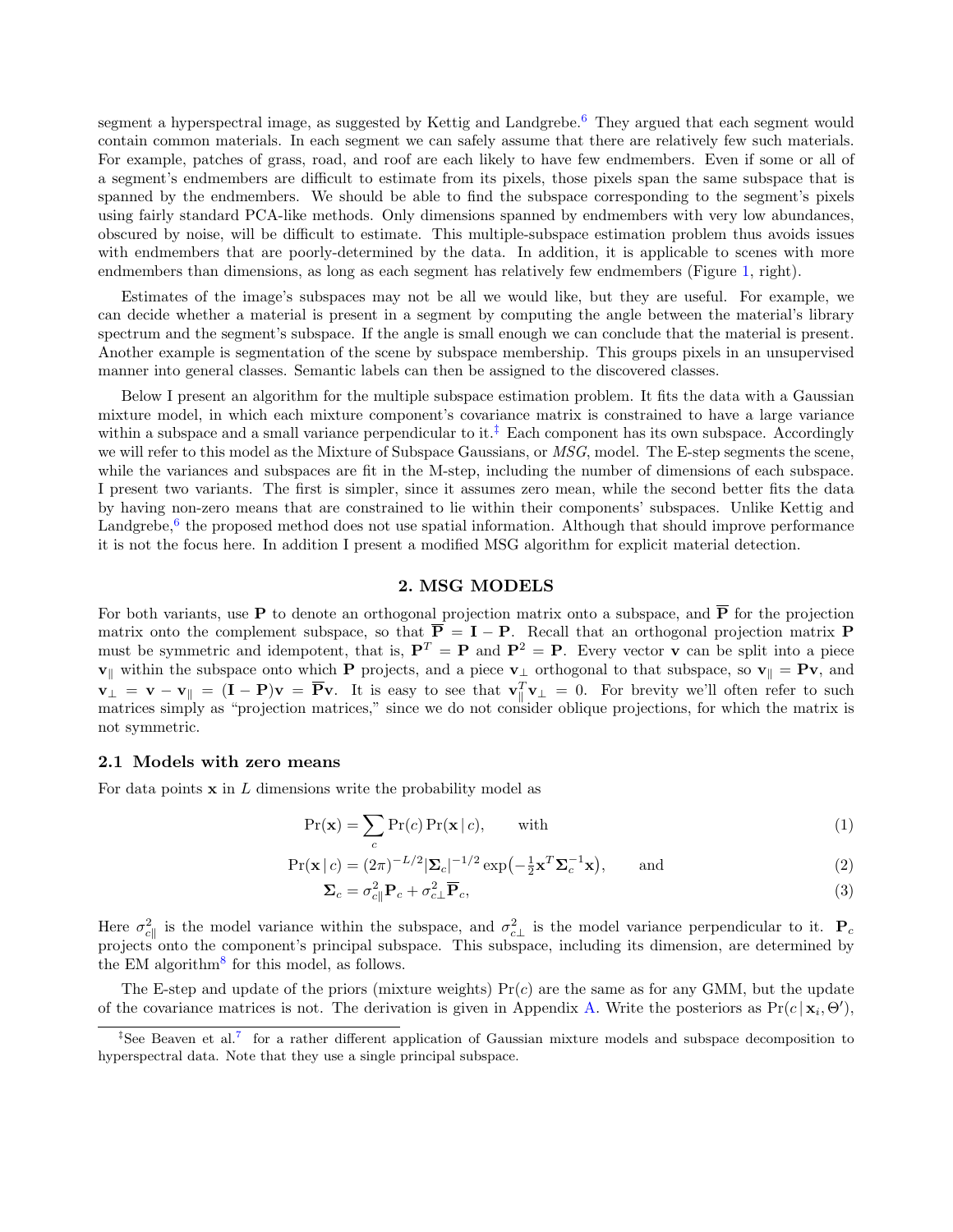segment a hyperspectral image, as suggested by Kettig and Landgrebe.[6] They argued that each segment would contain common materials. In each segment we can safely assume that there are relatively few such materials. For example, patches of grass, road, and roof are each likely to have few endmembers. Even if some or all of a segment's endmembers are difficult to estimate from its pixels, those pixels span the same subspace that is spanned by the endmembers. We should be able to find the subspace corresponding to the segment's pixels using fairly standard PCA-like methods. Only dimensions spanned by endmembers with very low abundances, obscured by noise, will be difficult to estimate. This multiple-subspace estimation problem thus avoids issues with endmembers that are poorly-determined by the data. In addition, it is applicable to scenes with more endmembers than dimensions, as long as each segment has relatively few endmembers (Figure 1, right).

Estimates of the image's subspaces may not be all we would like, but they are useful. For example, we can decide whether a material is present in a segment by computing the angle between the material's library spectrum and the segment's subspace. If the angle is small enough we can conclude that the material is present. Another example is segmentation of the scene by subspace membership. This groups pixels in an unsupervised manner into general classes. Semantic labels can then be assigned to the discovered classes.

Below I present an algorithm for the multiple subspace estimation problem. It fits the data with a Gaussian mixture model, in which each mixture component's covariance matrix is constrained to have a large variance within a subspace and a small variance perpendicular to it.[‡] Each component has its own subspace. Accordingly we will refer to this model as the Mixture of Subspace Gaussians, or *MSG*, model. The E-step segments the scene, while the variances and subspaces are fit in the M-step, including the number of dimensions of each subspace. I present two variants. The first is simpler, since it assumes zero mean, while the second better fits the data by having non-zero means that are constrained to lie within their components' subspaces. Unlike Kettig and Landgrebe,[6] the proposed method does not use spatial information. Although that should improve performance it is not the focus here. In addition I present a modified MSG algorithm for explicit material detection.

## 2. MSG MODELS

For both variants, use $\mathbf{P}$ to denote an orthogonal projection matrix onto a subspace, and $\overline{\mathbf{P}}$ for the projection matrix onto the complement subspace, so that $\overline{\mathbf{P}} = \mathbf{I} - \mathbf{P}$. Recall that an orthogonal projection matrix $\mathbf{P}$ must be symmetric and idempotent, that is, $\mathbf{P}^T = \mathbf{P}$ and $\mathbf{P}^2 = \mathbf{P}$. Every vector $\mathbf{v}$ can be split into a piece $\mathbf{v}_\parallel$ within the subspace onto which $\mathbf{P}$ projects, and a piece $\mathbf{v}_\perp$ orthogonal to that subspace, so $\mathbf{v}_\parallel = \mathbf{P}\mathbf{v}$, and $\mathbf{v}_\perp = \mathbf{v} - \mathbf{v}_\parallel = (\mathbf{I} - \mathbf{P})\mathbf{v} = \overline{\mathbf{P}}\mathbf{v}$. It is easy to see that $\mathbf{v}_\parallel^T \mathbf{v}_\perp = 0$. For brevity we'll often refer to such matrices simply as "projection matrices," since we do not consider oblique projections, for which the matrix is not symmetric.

### 2.1 Models with zero means

For data points $\mathbf{x}$ in $L$ dimensions write the probability model as

$$\Pr(\mathbf{x}) = \sum_c \Pr(c) \Pr(\mathbf{x} \,|\, c), \qquad \text{with} \tag{1}$$

$$\Pr(\mathbf{x} \,|\, c) = (2\pi)^{-L/2} |\mathbf{\Sigma}_c|^{-1/2} \exp\left(-\tfrac{1}{2}\mathbf{x}^T \mathbf{\Sigma}_c^{-1} \mathbf{x}\right), \qquad \text{and} \tag{2}$$

$$\mathbf{\Sigma}_c = \sigma_{c\parallel}^2 \mathbf{P}_c + \sigma_{c\perp}^2 \overline{\mathbf{P}}_c, \tag{3}$$

Here $\sigma_{c\parallel}^2$ is the model variance within the subspace, and $\sigma_{c\perp}^2$ is the model variance perpendicular to it. $\mathbf{P}_c$ projects onto the component's principal subspace. This subspace, including its dimension, are determined by the EM algorithm[8] for this model, as follows.

The E-step and update of the priors (mixture weights) $\Pr(c)$ are the same as for any GMM, but the update of the covariance matrices is not. The derivation is given in Appendix A. Write the posteriors as $\Pr(c \,|\, \mathbf{x}_i, \Theta')$,

[‡]See Beaven et al.[7] for a rather different application of Gaussian mixture models and subspace decomposition to hyperspectral data. Note that they use a single principal subspace.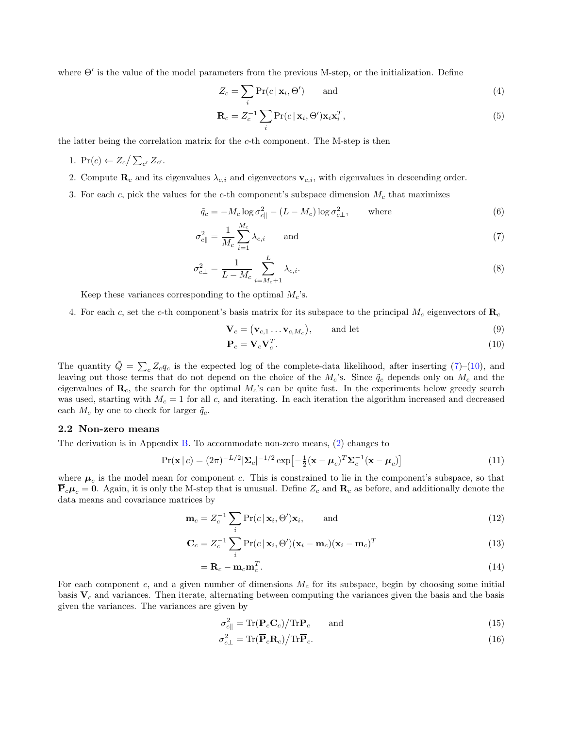where $\Theta'$ is the value of the model parameters from the previous M-step, or the initialization. Define

$$Z_c = \sum_i \Pr(c \,|\, \mathbf{x}_i, \Theta') \qquad \text{and} \tag{4}$$

$$\mathbf{R}_c = Z_c^{-1} \sum_i \Pr(c \,|\, \mathbf{x}_i, \Theta') \mathbf{x}_i \mathbf{x}_i^T, \tag{5}$$

the latter being the correlation matrix for the $c$-th component. The M-step is then

1. $\Pr(c) \leftarrow Z_c \big/ \sum_{c'} Z_{c'}$.
2. Compute $\mathbf{R}_c$ and its eigenvalues $\lambda_{c,i}$ and eigenvectors $\mathbf{v}_{c,i}$, with eigenvalues in descending order.
3. For each $c$, pick the values for the $c$-th component's subspace dimension $M_c$ that maximizes

$$\tilde{q}_c = -M_c \log \sigma^2_{c\|} - (L - M_c) \log \sigma^2_{c\perp}, \qquad \text{where} \tag{6}$$

$$\sigma^2_{c\|} = \frac{1}{M_c} \sum_{i=1}^{M_c} \lambda_{c,i} \qquad \text{and} \tag{7}$$

$$\sigma^2_{c\perp} = \frac{1}{L - M_c} \sum_{i=M_c+1}^{L} \lambda_{c,i}. \tag{8}$$

   Keep these variances corresponding to the optimal $M_c$'s.

4. For each $c$, set the $c$-th component's basis matrix for its subspace to the principal $M_c$ eigenvectors of $\mathbf{R}_c$

$$\mathbf{V}_c = \big(\mathbf{v}_{c,1} \ldots \mathbf{v}_{c,M_c}\big), \qquad \text{and let} \tag{9}$$

$$\mathbf{P}_c = \mathbf{V}_c \mathbf{V}_c^T. \tag{10}$$

The quantity $\tilde{Q} = \sum_c Z_c q_c$ is the expected log of the complete-data likelihood, after inserting (7)–(10), and leaving out those terms that do not depend on the choice of the $M_c$'s. Since $\tilde{q}_c$ depends only on $M_c$ and the eigenvalues of $\mathbf{R}_c$, the search for the optimal $M_c$'s can be quite fast. In the experiments below greedy search was used, starting with $M_c = 1$ for all $c$, and iterating. In each iteration the algorithm increased and decreased each $M_c$ by one to check for larger $\tilde{q}_c$.

### 2.2 Non-zero means

The derivation is in Appendix B. To accommodate non-zero means, (2) changes to

$$\Pr(\mathbf{x} \,|\, c) = (2\pi)^{-L/2} |\mathbf{\Sigma}_c|^{-1/2} \exp\!\big[-\tfrac{1}{2}(\mathbf{x} - \boldsymbol{\mu}_c)^T \mathbf{\Sigma}_c^{-1} (\mathbf{x} - \boldsymbol{\mu}_c)\big] \tag{11}$$

where $\boldsymbol{\mu}_c$ is the model mean for component $c$. This is constrained to lie in the component's subspace, so that $\overline{\mathbf{P}}_c \boldsymbol{\mu}_c = \mathbf{0}$. Again, it is only the M-step that is unusual. Define $Z_c$ and $\mathbf{R}_c$ as before, and additionally denote the data means and covariance matrices by

$$\mathbf{m}_c = Z_c^{-1} \sum_i \Pr(c \,|\, \mathbf{x}_i, \Theta') \mathbf{x}_i, \qquad \text{and} \tag{12}$$

$$\mathbf{C}_c = Z_c^{-1} \sum_i \Pr(c \,|\, \mathbf{x}_i, \Theta') (\mathbf{x}_i - \mathbf{m}_c)(\mathbf{x}_i - \mathbf{m}_c)^T \tag{13}$$

$$= \mathbf{R}_c - \mathbf{m}_c \mathbf{m}_c^T. \tag{14}$$

For each component $c$, and a given number of dimensions $M_c$ for its subspace, begin by choosing some initial basis $\mathbf{V}_c$ and variances. Then iterate, alternating between computing the variances given the basis and the basis given the variances. The variances are given by

$$\sigma^2_{c\|} = \mathrm{Tr}(\mathbf{P}_c \mathbf{C}_c) \big/ \mathrm{Tr}\mathbf{P}_c \qquad \text{and} \tag{15}$$

$$\sigma^2_{c\perp} = \mathrm{Tr}(\overline{\mathbf{P}}_c \mathbf{R}_c) \big/ \mathrm{Tr}\overline{\mathbf{P}}_c. \tag{16}$$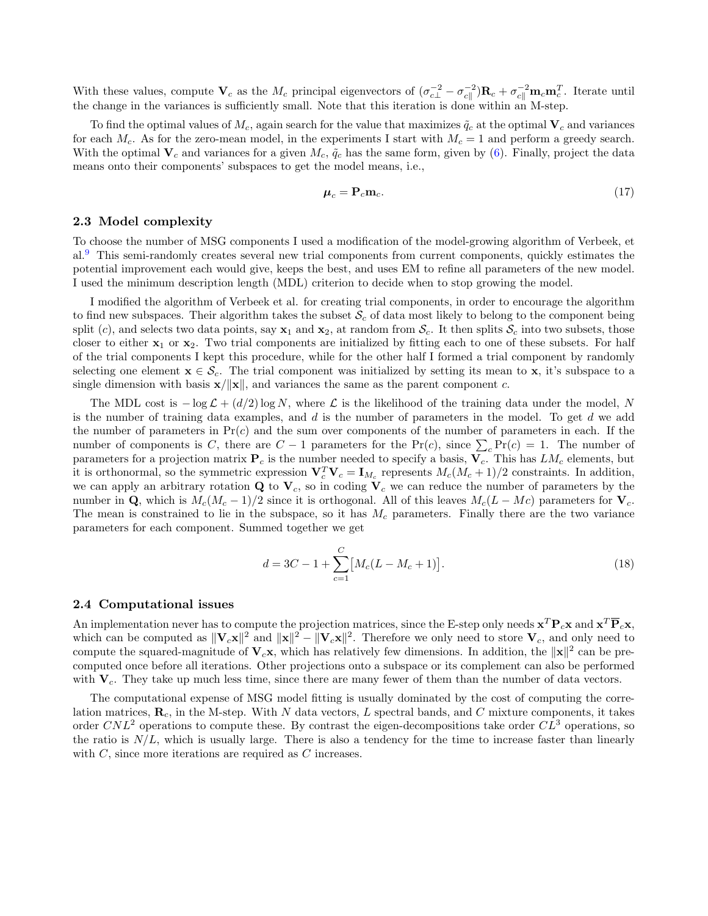With these values, compute $\mathbf{V}_c$ as the $M_c$ principal eigenvectors of $(\sigma_{c\perp}^{-2} - \sigma_{c\|}^{-2})\mathbf{R}_c + \sigma_{c\|}^{-2}\mathbf{m}_c\mathbf{m}_c^T$. Iterate until the change in the variances is sufficiently small. Note that this iteration is done within an M-step.

To find the optimal values of $M_c$, again search for the value that maximizes $\tilde{q}_c$ at the optimal $\mathbf{V}_c$ and variances for each $M_c$. As for the zero-mean model, in the experiments I start with $M_c = 1$ and perform a greedy search. With the optimal $\mathbf{V}_c$ and variances for a given $M_c$, $\tilde{q}_c$ has the same form, given by (6). Finally, project the data means onto their components' subspaces to get the model means, i.e.,

$$\boldsymbol{\mu}_c = \mathbf{P}_c \mathbf{m}_c. \tag{17}$$

### 2.3 Model complexity

To choose the number of MSG components I used a modification of the model-growing algorithm of Verbeek, et al.[9] This semi-randomly creates several new trial components from current components, quickly estimates the potential improvement each would give, keeps the best, and uses EM to refine all parameters of the new model. I used the minimum description length (MDL) criterion to decide when to stop growing the model.

I modified the algorithm of Verbeek et al. for creating trial components, in order to encourage the algorithm to find new subspaces. Their algorithm takes the subset $\mathcal{S}_c$ of data most likely to belong to the component being split ($c$), and selects two data points, say $\mathbf{x}_1$ and $\mathbf{x}_2$, at random from $\mathcal{S}_c$. It then splits $\mathcal{S}_c$ into two subsets, those closer to either $\mathbf{x}_1$ or $\mathbf{x}_2$. Two trial components are initialized by fitting each to one of these subsets. For half of the trial components I kept this procedure, while for the other half I formed a trial component by randomly selecting one element $\mathbf{x} \in \mathcal{S}_c$. The trial component was initialized by setting its mean to $\mathbf{x}$, it's subspace to a single dimension with basis $\mathbf{x}/\|\mathbf{x}\|$, and variances the same as the parent component $c$.

The MDL cost is $-\log \mathcal{L} + (d/2)\log N$, where $\mathcal{L}$ is the likelihood of the training data under the model, $N$ is the number of training data examples, and $d$ is the number of parameters in the model. To get $d$ we add the number of parameters in $\Pr(c)$ and the sum over components of the number of parameters in each. If the number of components is $C$, there are $C-1$ parameters for the $\Pr(c)$, since $\sum_c \Pr(c) = 1$. The number of parameters for a projection matrix $\mathbf{P}_c$ is the number needed to specify a basis, $\mathbf{V}_c$. This has $LM_c$ elements, but it is orthonormal, so the symmetric expression $\mathbf{V}_c^T\mathbf{V}_c = \mathbf{I}_{M_c}$ represents $M_c(M_c+1)/2$ constraints. In addition, we can apply an arbitrary rotation $\mathbf{Q}$ to $\mathbf{V}_c$, so in coding $\mathbf{V}_c$ we can reduce the number of parameters by the number in $\mathbf{Q}$, which is $M_c(M_c-1)/2$ since it is orthogonal. All of this leaves $M_c(L - Mc)$ parameters for $\mathbf{V}_c$. The mean is constrained to lie in the subspace, so it has $M_c$ parameters. Finally there are the two variance parameters for each component. Summed together we get

$$d = 3C - 1 + \sum_{c=1}^{C} \big[ M_c(L - M_c + 1) \big]. \tag{18}$$

### 2.4 Computational issues

An implementation never has to compute the projection matrices, since the E-step only needs $\mathbf{x}^T\mathbf{P}_c\mathbf{x}$ and $\mathbf{x}^T\overline{\mathbf{P}}_c\mathbf{x}$, which can be computed as $\|\mathbf{V}_c\mathbf{x}\|^2$ and $\|\mathbf{x}\|^2 - \|\mathbf{V}_c\mathbf{x}\|^2$. Therefore we only need to store $\mathbf{V}_c$, and only need to compute the squared-magnitude of $\mathbf{V}_c\mathbf{x}$, which has relatively few dimensions. In addition, the $\|\mathbf{x}\|^2$ can be pre-computed once before all iterations. Other projections onto a subspace or its complement can also be performed with $\mathbf{V}_c$. They take up much less time, since there are many fewer of them than the number of data vectors.

The computational expense of MSG model fitting is usually dominated by the cost of computing the correlation matrices, $\mathbf{R}_c$, in the M-step. With $N$ data vectors, $L$ spectral bands, and $C$ mixture components, it takes order $CNL^2$ operations to compute these. By contrast the eigen-decompositions take order $CL^3$ operations, so the ratio is $N/L$, which is usually large. There is also a tendency for the time to increase faster than linearly with $C$, since more iterations are required as $C$ increases.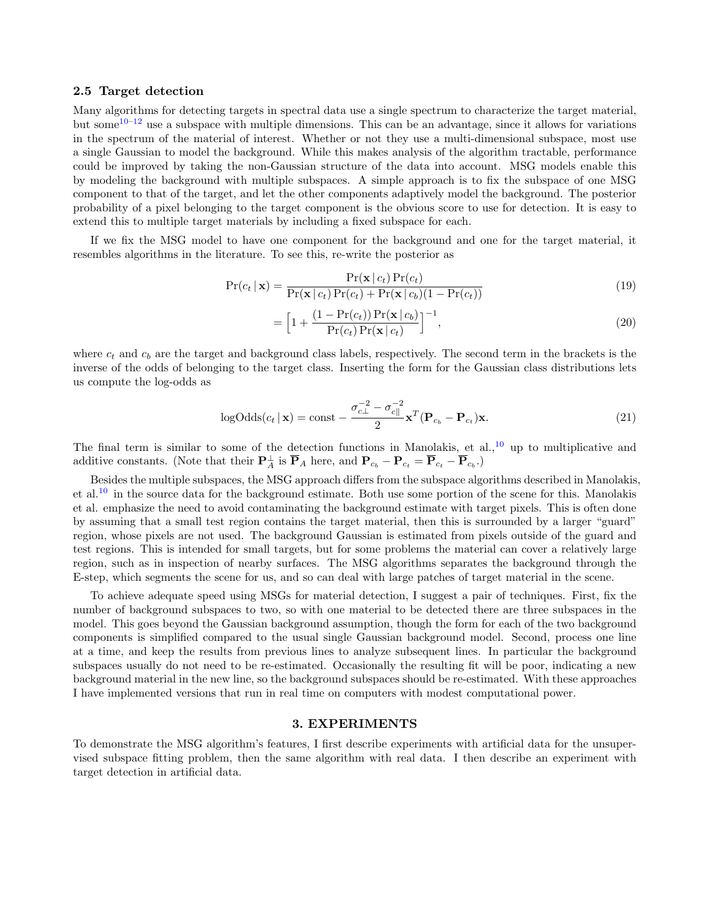### 2.5 Target detection

Many algorithms for detecting targets in spectral data use a single spectrum to characterize the target material, but some[10–12] use a subspace with multiple dimensions. This can be an advantage, since it allows for variations in the spectrum of the material of interest. Whether or not they use a multi-dimensional subspace, most use a single Gaussian to model the background. While this makes analysis of the algorithm tractable, performance could be improved by taking the non-Gaussian structure of the data into account. MSG models enable this by modeling the background with multiple subspaces. A simple approach is to fix the subspace of one MSG component to that of the target, and let the other components adaptively model the background. The posterior probability of a pixel belonging to the target component is the obvious score to use for detection. It is easy to extend this to multiple target materials by including a fixed subspace for each.

If we fix the MSG model to have one component for the background and one for the target material, it resembles algorithms in the literature. To see this, re-write the posterior as

$$\Pr(c_t \,|\, \mathbf{x}) = \frac{\Pr(\mathbf{x} \,|\, c_t) \Pr(c_t)}{\Pr(\mathbf{x} \,|\, c_t) \Pr(c_t) + \Pr(\mathbf{x} \,|\, c_b)(1 - \Pr(c_t))} \tag{19}$$

$$= \Big[ 1 + \frac{(1 - \Pr(c_t)) \Pr(\mathbf{x} \,|\, c_b)}{\Pr(c_t) \Pr(\mathbf{x} \,|\, c_t)} \Big]^{-1}, \tag{20}$$

where $c_t$ and $c_b$ are the target and background class labels, respectively. The second term in the brackets is the inverse of the odds of belonging to the target class. Inserting the form for the Gaussian class distributions lets us compute the log-odds as

$$\text{logOdds}(c_t \,|\, \mathbf{x}) = \text{const} - \frac{\sigma_{c\perp}^{-2} - \sigma_{c\parallel}^{-2}}{2} \mathbf{x}^T (\mathbf{P}_{c_b} - \mathbf{P}_{c_t}) \mathbf{x}. \tag{21}$$

The final term is similar to some of the detection functions in Manolakis, et al.,[10] up to multiplicative and additive constants. (Note that their $\mathbf{P}_A^{\perp}$ is $\overline{\mathbf{P}}_A$ here, and $\mathbf{P}_{c_b} - \mathbf{P}_{c_t} = \overline{\mathbf{P}}_{c_t} - \overline{\mathbf{P}}_{c_b}$.)

Besides the multiple subspaces, the MSG approach differs from the subspace algorithms described in Manolakis, et al.[10] in the source data for the background estimate. Both use some portion of the scene for this. Manolakis et al. emphasize the need to avoid contaminating the background estimate with target pixels. This is often done by assuming that a small test region contains the target material, then this is surrounded by a larger "guard" region, whose pixels are not used. The background Gaussian is estimated from pixels outside of the guard and test regions. This is intended for small targets, but for some problems the material can cover a relatively large region, such as in inspection of nearby surfaces. The MSG algorithms separates the background through the E-step, which segments the scene for us, and so can deal with large patches of target material in the scene.

To achieve adequate speed using MSGs for material detection, I suggest a pair of techniques. First, fix the number of background subspaces to two, so with one material to be detected there are three subspaces in the model. This goes beyond the Gaussian background assumption, though the form for each of the two background components is simplified compared to the usual single Gaussian background model. Second, process one line at a time, and keep the results from previous lines to analyze subsequent lines. In particular the background subspaces usually do not need to be re-estimated. Occasionally the resulting fit will be poor, indicating a new background material in the new line, so the background subspaces should be re-estimated. With these approaches I have implemented versions that run in real time on computers with modest computational power.

## 3. EXPERIMENTS

To demonstrate the MSG algorithm's features, I first describe experiments with artificial data for the unsupervised subspace fitting problem, then the same algorithm with real data. I then describe an experiment with target detection in artificial data.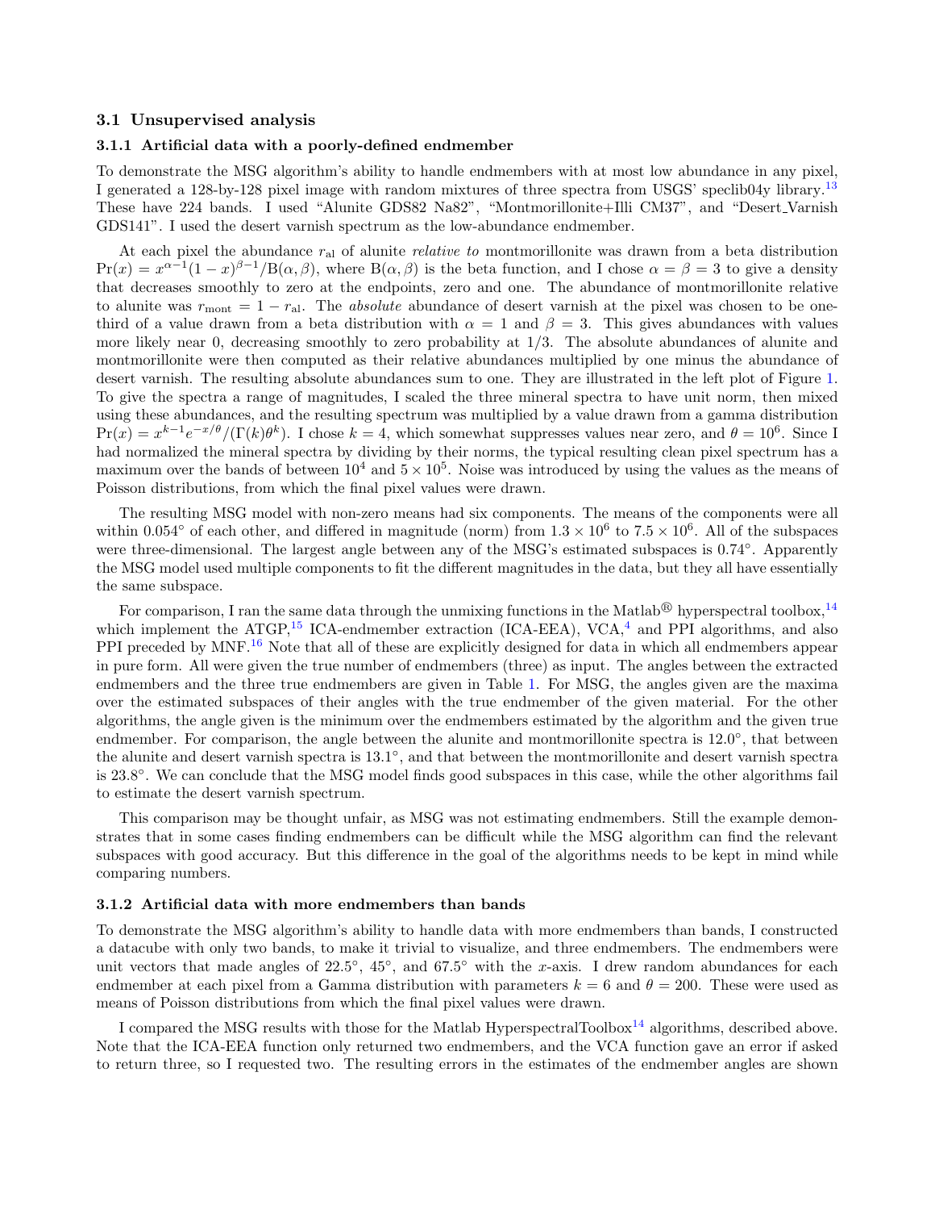### 3.1 Unsupervised analysis

#### 3.1.1 Artificial data with a poorly-defined endmember

To demonstrate the MSG algorithm's ability to handle endmembers with at most low abundance in any pixel, I generated a 128-by-128 pixel image with random mixtures of three spectra from USGS' speclib04y library.[13] These have 224 bands. I used "Alunite GDS82 Na82", "Montmorillonite+Illi CM37", and "Desert_Varnish GDS141". I used the desert varnish spectrum as the low-abundance endmember.

At each pixel the abundance $r_{\mathrm{al}}$ of alunite *relative to* montmorillonite was drawn from a beta distribution $\Pr(x) = x^{\alpha-1}(1-x)^{\beta-1}/\mathrm{B}(\alpha,\beta)$, where $\mathrm{B}(\alpha,\beta)$ is the beta function, and I chose $\alpha = \beta = 3$ to give a density that decreases smoothly to zero at the endpoints, zero and one. The abundance of montmorillonite relative to alunite was $r_{\mathrm{mont}} = 1 - r_{\mathrm{al}}$. The *absolute* abundance of desert varnish at the pixel was chosen to be one-third of a value drawn from a beta distribution with $\alpha = 1$ and $\beta = 3$. This gives abundances with values more likely near 0, decreasing smoothly to zero probability at 1/3. The absolute abundances of alunite and montmorillonite were then computed as their relative abundances multiplied by one minus the abundance of desert varnish. The resulting absolute abundances sum to one. They are illustrated in the left plot of Figure 1. To give the spectra a range of magnitudes, I scaled the three mineral spectra to have unit norm, then mixed using these abundances, and the resulting spectrum was multiplied by a value drawn from a gamma distribution $\Pr(x) = x^{k-1}e^{-x/\theta}/(\Gamma(k)\theta^k)$. I chose $k = 4$, which somewhat suppresses values near zero, and $\theta = 10^6$. Since I had normalized the mineral spectra by dividing by their norms, the typical resulting clean pixel spectrum has a maximum over the bands of between $10^4$ and $5 \times 10^5$. Noise was introduced by using the values as the means of Poisson distributions, from which the final pixel values were drawn.

The resulting MSG model with non-zero means had six components. The means of the components were all within $0.054^\circ$ of each other, and differed in magnitude (norm) from $1.3 \times 10^6$ to $7.5 \times 10^6$. All of the subspaces were three-dimensional. The largest angle between any of the MSG's estimated subspaces is $0.74^\circ$. Apparently the MSG model used multiple components to fit the different magnitudes in the data, but they all have essentially the same subspace.

For comparison, I ran the same data through the unmixing functions in the Matlab® hyperspectral toolbox,[14] which implement the ATGP,[15] ICA-endmember extraction (ICA-EEA), VCA,[4] and PPI algorithms, and also PPI preceded by MNF.[16] Note that all of these are explicitly designed for data in which all endmembers appear in pure form. All were given the true number of endmembers (three) as input. The angles between the extracted endmembers and the three true endmembers are given in Table 1. For MSG, the angles given are the maxima over the estimated subspaces of their angles with the true endmember of the given material. For the other algorithms, the angle given is the minimum over the endmembers estimated by the algorithm and the given true endmember. For comparison, the angle between the alunite and montmorillonite spectra is $12.0^\circ$, that between the alunite and desert varnish spectra is $13.1^\circ$, and that between the montmorillonite and desert varnish spectra is $23.8^\circ$. We can conclude that the MSG model finds good subspaces in this case, while the other algorithms fail to estimate the desert varnish spectrum.

This comparison may be thought unfair, as MSG was not estimating endmembers. Still the example demonstrates that in some cases finding endmembers can be difficult while the MSG algorithm can find the relevant subspaces with good accuracy. But this difference in the goal of the algorithms needs to be kept in mind while comparing numbers.

#### 3.1.2 Artificial data with more endmembers than bands

To demonstrate the MSG algorithm's ability to handle data with more endmembers than bands, I constructed a datacube with only two bands, to make it trivial to visualize, and three endmembers. The endmembers were unit vectors that made angles of $22.5^\circ$, $45^\circ$, and $67.5^\circ$ with the $x$-axis. I drew random abundances for each endmember at each pixel from a Gamma distribution with parameters $k = 6$ and $\theta = 200$. These were used as means of Poisson distributions from which the final pixel values were drawn.

I compared the MSG results with those for the Matlab HyperspectralToolbox[14] algorithms, described above. Note that the ICA-EEA function only returned two endmembers, and the VCA function gave an error if asked to return three, so I requested two. The resulting errors in the estimates of the endmember angles are shown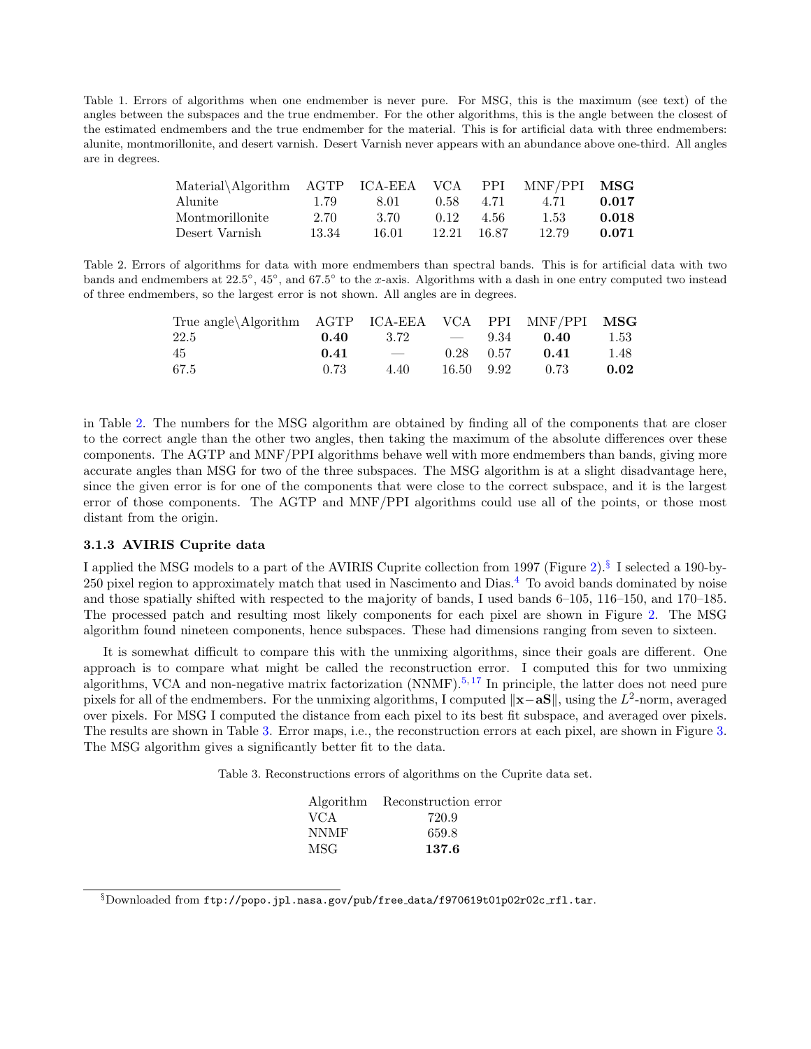Table 1. Errors of algorithms when one endmember is never pure. For MSG, this is the maximum (see text) of the angles between the subspaces and the true endmember. For the other algorithms, this is the angle between the closest of the estimated endmembers and the true endmember for the material. This is for artificial data with three endmembers: alunite, montmorillonite, and desert varnish. Desert Varnish never appears with an abundance above one-third. All angles are in degrees.

| Material\Algorithm | AGTP | ICA-EEA | VCA | PPI | MNF/PPI | **MSG** |
|---|---|---|---|---|---|---|
| Alunite | 1.79 | 8.01 | 0.58 | 4.71 | 4.71 | **0.017** |
| Montmorillonite | 2.70 | 3.70 | 0.12 | 4.56 | 1.53 | **0.018** |
| Desert Varnish | 13.34 | 16.01 | 12.21 | 16.87 | 12.79 | **0.071** |

Table 2. Errors of algorithms for data with more endmembers than spectral bands. This is for artificial data with two bands and endmembers at 22.5°, 45°, and 67.5° to the $x$-axis. Algorithms with a dash in one entry computed two instead of three endmembers, so the largest error is not shown. All angles are in degrees.

| True angle\Algorithm | AGTP | ICA-EEA | VCA | PPI | MNF/PPI | **MSG** |
|---|---|---|---|---|---|---|
| 22.5 | **0.40** | 3.72 | — | 9.34 | **0.40** | 1.53 |
| 45 | **0.41** | — | 0.28 | 0.57 | **0.41** | 1.48 |
| 67.5 | 0.73 | 4.40 | 16.50 | 9.92 | 0.73 | **0.02** |

in Table 2. The numbers for the MSG algorithm are obtained by finding all of the components that are closer to the correct angle than the other two angles, then taking the maximum of the absolute differences over these components. The AGTP and MNF/PPI algorithms behave well with more endmembers than bands, giving more accurate angles than MSG for two of the three subspaces. The MSG algorithm is at a slight disadvantage here, since the given error is for one of the components that were close to the correct subspace, and it is the largest error of those components. The AGTP and MNF/PPI algorithms could use all of the points, or those most distant from the origin.

### 3.1.3 AVIRIS Cuprite data

I applied the MSG models to a part of the AVIRIS Cuprite collection from 1997 (Figure 2).[§] I selected a 190-by-250 pixel region to approximately match that used in Nascimento and Dias.[4] To avoid bands dominated by noise and those spatially shifted with respected to the majority of bands, I used bands 6–105, 116–150, and 170–185. The processed patch and resulting most likely components for each pixel are shown in Figure 2. The MSG algorithm found nineteen components, hence subspaces. These had dimensions ranging from seven to sixteen.

It is somewhat difficult to compare this with the unmixing algorithms, since their goals are different. One approach is to compare what might be called the reconstruction error. I computed this for two unmixing algorithms, VCA and non-negative matrix factorization (NNMF).[5,17] In principle, the latter does not need pure pixels for all of the endmembers. For the unmixing algorithms, I computed $\|\mathbf{x}-\mathbf{aS}\|$, using the $L^2$-norm, averaged over pixels. For MSG I computed the distance from each pixel to its best fit subspace, and averaged over pixels. The results are shown in Table 3. Error maps, i.e., the reconstruction errors at each pixel, are shown in Figure 3. The MSG algorithm gives a significantly better fit to the data.

Table 3. Reconstructions errors of algorithms on the Cuprite data set.

| Algorithm | Reconstruction error |
|---|---|
| VCA | 720.9 |
| NNMF | 659.8 |
| MSG | **137.6** |

[§]Downloaded from `ftp://popo.jpl.nasa.gov/pub/free_data/f970619t01p02r02c_rfl.tar`.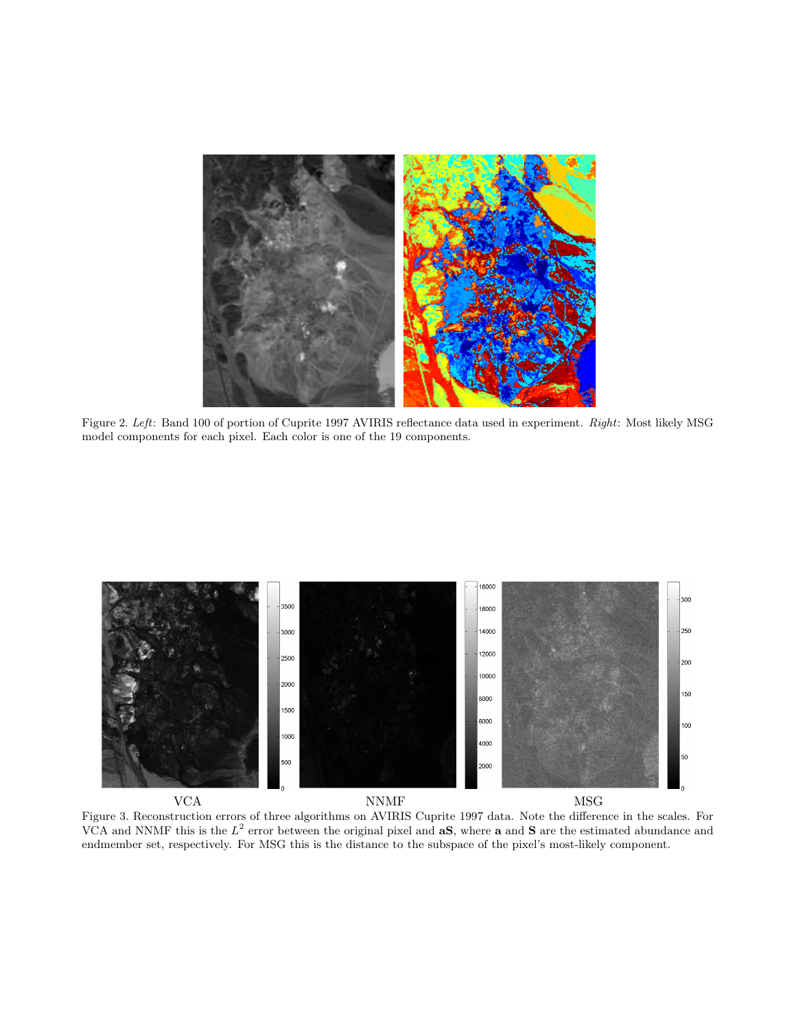Figure 2. *Left*: Band 100 of portion of Cuprite 1997 AVIRIS reflectance data used in experiment. *Right*: Most likely MSG model components for each pixel. Each color is one of the 19 components.

VCA NNMF MSG

Figure 3. Reconstruction errors of three algorithms on AVIRIS Cuprite 1997 data. Note the difference in the scales. For VCA and NNMF this is the $L^2$ error between the original pixel and $\mathbf{aS}$, where $\mathbf{a}$ and $\mathbf{S}$ are the estimated abundance and endmember set, respectively. For MSG this is the distance to the subspace of the pixel's most-likely component.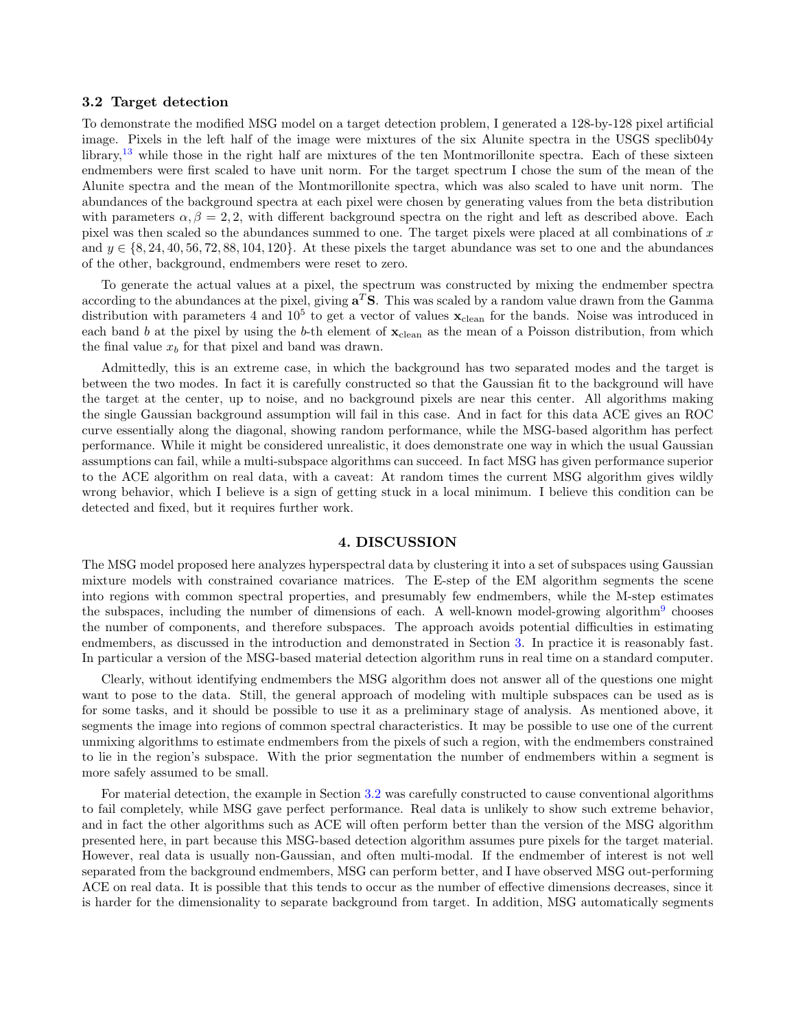### 3.2 Target detection

To demonstrate the modified MSG model on a target detection problem, I generated a 128-by-128 pixel artificial image. Pixels in the left half of the image were mixtures of the six Alunite spectra in the USGS speclib04y library,[13] while those in the right half are mixtures of the ten Montmorillonite spectra. Each of these sixteen endmembers were first scaled to have unit norm. For the target spectrum I chose the sum of the mean of the Alunite spectra and the mean of the Montmorillonite spectra, which was also scaled to have unit norm. The abundances of the background spectra at each pixel were chosen by generating values from the beta distribution with parameters $\alpha, \beta = 2, 2$, with different background spectra on the right and left as described above. Each pixel was then scaled so the abundances summed to one. The target pixels were placed at all combinations of $x$ and $y \in \{8, 24, 40, 56, 72, 88, 104, 120\}$. At these pixels the target abundance was set to one and the abundances of the other, background, endmembers were reset to zero.

To generate the actual values at a pixel, the spectrum was constructed by mixing the endmember spectra according to the abundances at the pixel, giving $\mathbf{a}^T\mathbf{S}$. This was scaled by a random value drawn from the Gamma distribution with parameters 4 and $10^5$ to get a vector of values $\mathbf{x}_{\text{clean}}$ for the bands. Noise was introduced in each band $b$ at the pixel by using the $b$-th element of $\mathbf{x}_{\text{clean}}$ as the mean of a Poisson distribution, from which the final value $x_b$ for that pixel and band was drawn.

Admittedly, this is an extreme case, in which the background has two separated modes and the target is between the two modes. In fact it is carefully constructed so that the Gaussian fit to the background will have the target at the center, up to noise, and no background pixels are near this center. All algorithms making the single Gaussian background assumption will fail in this case. And in fact for this data ACE gives an ROC curve essentially along the diagonal, showing random performance, while the MSG-based algorithm has perfect performance. While it might be considered unrealistic, it does demonstrate one way in which the usual Gaussian assumptions can fail, while a multi-subspace algorithms can succeed. In fact MSG has given performance superior to the ACE algorithm on real data, with a caveat: At random times the current MSG algorithm gives wildly wrong behavior, which I believe is a sign of getting stuck in a local minimum. I believe this condition can be detected and fixed, but it requires further work.

## 4. DISCUSSION

The MSG model proposed here analyzes hyperspectral data by clustering it into a set of subspaces using Gaussian mixture models with constrained covariance matrices. The E-step of the EM algorithm segments the scene into regions with common spectral properties, and presumably few endmembers, while the M-step estimates the subspaces, including the number of dimensions of each. A well-known model-growing algorithm[9] chooses the number of components, and therefore subspaces. The approach avoids potential difficulties in estimating endmembers, as discussed in the introduction and demonstrated in Section 3. In practice it is reasonably fast. In particular a version of the MSG-based material detection algorithm runs in real time on a standard computer.

Clearly, without identifying endmembers the MSG algorithm does not answer all of the questions one might want to pose to the data. Still, the general approach of modeling with multiple subspaces can be used as is for some tasks, and it should be possible to use it as a preliminary stage of analysis. As mentioned above, it segments the image into regions of common spectral characteristics. It may be possible to use one of the current unmixing algorithms to estimate endmembers from the pixels of such a region, with the endmembers constrained to lie in the region's subspace. With the prior segmentation the number of endmembers within a segment is more safely assumed to be small.

For material detection, the example in Section 3.2 was carefully constructed to cause conventional algorithms to fail completely, while MSG gave perfect performance. Real data is unlikely to show such extreme behavior, and in fact the other algorithms such as ACE will often perform better than the version of the MSG algorithm presented here, in part because this MSG-based detection algorithm assumes pure pixels for the target material. However, real data is usually non-Gaussian, and often multi-modal. If the endmember of interest is not well separated from the background endmembers, MSG can perform better, and I have observed MSG out-performing ACE on real data. It is possible that this tends to occur as the number of effective dimensions decreases, since it is harder for the dimensionality to separate background from target. In addition, MSG automatically segments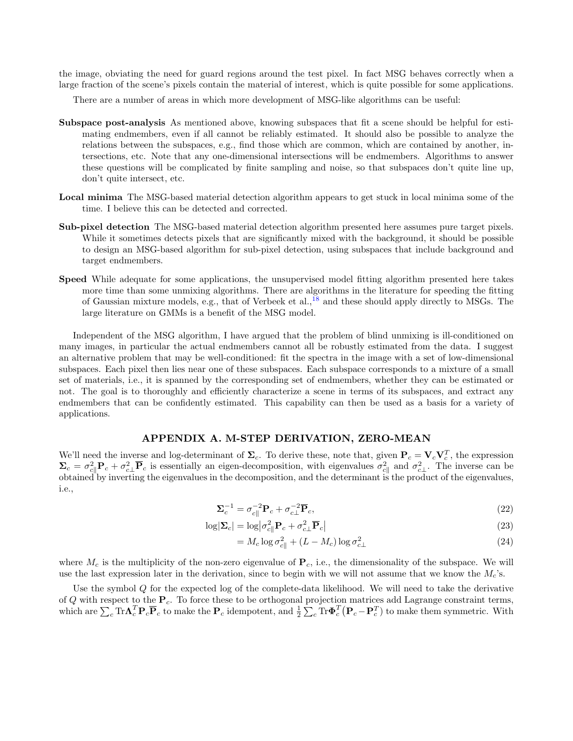the image, obviating the need for guard regions around the test pixel. In fact MSG behaves correctly when a large fraction of the scene's pixels contain the material of interest, which is quite possible for some applications.

There are a number of areas in which more development of MSG-like algorithms can be useful:

**Subspace post-analysis** As mentioned above, knowing subspaces that fit a scene should be helpful for estimating endmembers, even if all cannot be reliably estimated. It should also be possible to analyze the relations between the subspaces, e.g., find those which are common, which are contained by another, intersections, etc. Note that any one-dimensional intersections will be endmembers. Algorithms to answer these questions will be complicated by finite sampling and noise, so that subspaces don't quite line up, don't quite intersect, etc.

**Local minima** The MSG-based material detection algorithm appears to get stuck in local minima some of the time. I believe this can be detected and corrected.

**Sub-pixel detection** The MSG-based material detection algorithm presented here assumes pure target pixels. While it sometimes detects pixels that are significantly mixed with the background, it should be possible to design an MSG-based algorithm for sub-pixel detection, using subspaces that include background and target endmembers.

**Speed** While adequate for some applications, the unsupervised model fitting algorithm presented here takes more time than some unmixing algorithms. There are algorithms in the literature for speeding the fitting of Gaussian mixture models, e.g., that of Verbeek et al.,[18] and these should apply directly to MSGs. The large literature on GMMs is a benefit of the MSG model.

Independent of the MSG algorithm, I have argued that the problem of blind unmixing is ill-conditioned on many images, in particular the actual endmembers cannot all be robustly estimated from the data. I suggest an alternative problem that may be well-conditioned: fit the spectra in the image with a set of low-dimensional subspaces. Each pixel then lies near one of these subspaces. Each subspace corresponds to a mixture of a small set of materials, i.e., it is spanned by the corresponding set of endmembers, whether they can be estimated or not. The goal is to thoroughly and efficiently characterize a scene in terms of its subspaces, and extract any endmembers that can be confidently estimated. This capability can then be used as a basis for a variety of applications.

## APPENDIX A. M-STEP DERIVATION, ZERO-MEAN

We'll need the inverse and log-determinant of $\mathbf{\Sigma}_c$. To derive these, note that, given $\mathbf{P}_c = \mathbf{V}_c\mathbf{V}_c^T$, the expression $\mathbf{\Sigma}_c = \sigma_{c\|}^2\mathbf{P}_c + \sigma_{c\perp}^2\overline{\mathbf{P}}_c$ is essentially an eigen-decomposition, with eigenvalues $\sigma_{c\|}^2$ and $\sigma_{c\perp}^2$. The inverse can be obtained by inverting the eigenvalues in the decomposition, and the determinant is the product of the eigenvalues, i.e.,

$$\mathbf{\Sigma}_c^{-1} = \sigma_{c\|}^{-2}\mathbf{P}_c + \sigma_{c\perp}^{-2}\overline{\mathbf{P}}_c, \tag{22}$$

$$\log|\mathbf{\Sigma}_c| = \log\left|\sigma_{c\|}^2\mathbf{P}_c + \sigma_{c\perp}^2\overline{\mathbf{P}}_c\right| \tag{23}$$

$$= M_c \log\sigma_{c\|}^2 + (L - M_c)\log\sigma_{c\perp}^2 \tag{24}$$

where $M_c$ is the multiplicity of the non-zero eigenvalue of $\mathbf{P}_c$, i.e., the dimensionality of the subspace. We will use the last expression later in the derivation, since to begin with we will not assume that we know the $M_c$'s.

Use the symbol $Q$ for the expected log of the complete-data likelihood. We will need to take the derivative of $Q$ with respect to the $\mathbf{P}_c$. To force these to be orthogonal projection matrices add Lagrange constraint terms, which are $\sum_c \mathrm{Tr}\mathbf{\Lambda}_c^T\mathbf{P}_c\overline{\mathbf{P}}_c$ to make the $\mathbf{P}_c$ idempotent, and $\frac{1}{2}\sum_c \mathrm{Tr}\mathbf{\Phi}_c^T\left(\mathbf{P}_c - \mathbf{P}_c^T\right)$ to make them symmetric. With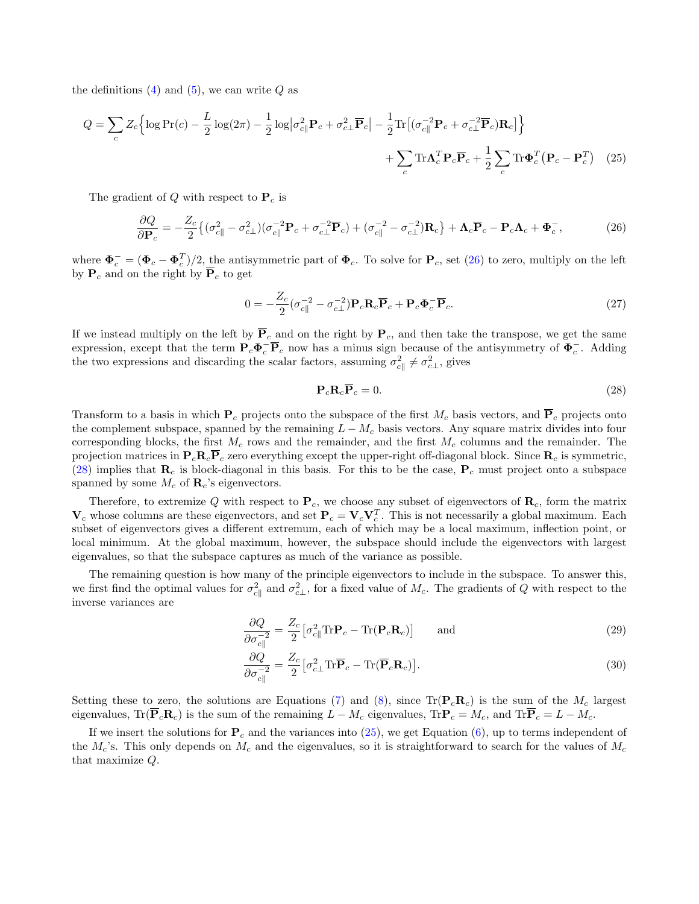the definitions (4) and (5), we can write $Q$ as

$$Q = \sum_c Z_c \Big\{ \log \Pr(c) - \frac{L}{2}\log(2\pi) - \frac{1}{2}\log\big|\sigma_{c\|}^2 \mathbf{P}_c + \sigma_{c\perp}^2 \overline{\mathbf{P}}_c\big| - \frac{1}{2}\mathrm{Tr}\big[(\sigma_{c\|}^{-2}\mathbf{P}_c + \sigma_{c\perp}^{-2}\overline{\mathbf{P}}_c)\mathbf{R}_c\big]\Big\} + \sum_c \mathrm{Tr}\mathbf{\Lambda}_c^T \mathbf{P}_c \overline{\mathbf{P}}_c + \frac{1}{2}\sum_c \mathrm{Tr}\mathbf{\Phi}_c^T\big(\mathbf{P}_c - \mathbf{P}_c^T\big) \quad (25)$$

The gradient of $Q$ with respect to $\mathbf{P}_c$ is

$$\frac{\partial Q}{\partial \mathbf{P}_c} = -\frac{Z_c}{2}\big\{(\sigma_{c\|}^2 - \sigma_{c\perp}^2)(\sigma_{c\|}^{-2}\mathbf{P}_c + \sigma_{c\perp}^{-2}\overline{\mathbf{P}}_c) + (\sigma_{c\|}^{-2} - \sigma_{c\perp}^{-2})\mathbf{R}_c\big\} + \mathbf{\Lambda}_c\overline{\mathbf{P}}_c - \mathbf{P}_c\mathbf{\Lambda}_c + \mathbf{\Phi}_c^-, \quad (26)$$

where $\mathbf{\Phi}_c^- = (\mathbf{\Phi}_c - \mathbf{\Phi}_c^T)/2$, the antisymmetric part of $\mathbf{\Phi}_c$. To solve for $\mathbf{P}_c$, set (26) to zero, multiply on the left by $\mathbf{P}_c$ and on the right by $\overline{\mathbf{P}}_c$ to get

$$0 = -\frac{Z_c}{2}(\sigma_{c\|}^{-2} - \sigma_{c\perp}^{-2})\mathbf{P}_c\mathbf{R}_c\overline{\mathbf{P}}_c + \mathbf{P}_c\mathbf{\Phi}_c^-\overline{\mathbf{P}}_c. \quad (27)$$

If we instead multiply on the left by $\overline{\mathbf{P}}_c$ and on the right by $\mathbf{P}_c$, and then take the transpose, we get the same expression, except that the term $\mathbf{P}_c\mathbf{\Phi}_c^-\overline{\mathbf{P}}_c$ now has a minus sign because of the antisymmetry of $\mathbf{\Phi}_c^-$. Adding the two expressions and discarding the scalar factors, assuming $\sigma_{c\|}^2 \neq \sigma_{c\perp}^2$, gives

$$\mathbf{P}_c\mathbf{R}_c\overline{\mathbf{P}}_c = 0. \quad (28)$$

Transform to a basis in which $\mathbf{P}_c$ projects onto the subspace of the first $M_c$ basis vectors, and $\overline{\mathbf{P}}_c$ projects onto the complement subspace, spanned by the remaining $L - M_c$ basis vectors. Any square matrix divides into four corresponding blocks, the first $M_c$ rows and the remainder, and the first $M_c$ columns and the remainder. The projection matrices in $\mathbf{P}_c\mathbf{R}_c\overline{\mathbf{P}}_c$ zero everything except the upper-right off-diagonal block. Since $\mathbf{R}_c$ is symmetric, (28) implies that $\mathbf{R}_c$ is block-diagonal in this basis. For this to be the case, $\mathbf{P}_c$ must project onto a subspace spanned by some $M_c$ of $\mathbf{R}_c$'s eigenvectors.

Therefore, to extremize $Q$ with respect to $\mathbf{P}_c$, we choose any subset of eigenvectors of $\mathbf{R}_c$, form the matrix $\mathbf{V}_c$ whose columns are these eigenvectors, and set $\mathbf{P}_c = \mathbf{V}_c\mathbf{V}_c^T$. This is not necessarily a global maximum. Each subset of eigenvectors gives a different extremum, each of which may be a local maximum, inflection point, or local minimum. At the global maximum, however, the subspace should include the eigenvectors with largest eigenvalues, so that the subspace captures as much of the variance as possible.

The remaining question is how many of the principle eigenvectors to include in the subspace. To answer this, we first find the optimal values for $\sigma_{c\|}^2$ and $\sigma_{c\perp}^2$, for a fixed value of $M_c$. The gradients of $Q$ with respect to the inverse variances are

$$\frac{\partial Q}{\partial \sigma_{c\|}^{-2}} = \frac{Z_c}{2}\big[\sigma_{c\|}^2 \mathrm{Tr}\mathbf{P}_c - \mathrm{Tr}(\mathbf{P}_c\mathbf{R}_c)\big] \qquad \text{and} \quad (29)$$

$$\frac{\partial Q}{\partial \sigma_{c\|}^{-2}} = \frac{Z_c}{2}\big[\sigma_{c\perp}^2 \mathrm{Tr}\overline{\mathbf{P}}_c - \mathrm{Tr}(\overline{\mathbf{P}}_c\mathbf{R}_c)\big]. \quad (30)$$

Setting these to zero, the solutions are Equations (7) and (8), since $\mathrm{Tr}(\mathbf{P}_c\mathbf{R}_c)$ is the sum of the $M_c$ largest eigenvalues, $\mathrm{Tr}(\overline{\mathbf{P}}_c\mathbf{R}_c)$ is the sum of the remaining $L - M_c$ eigenvalues, $\mathrm{Tr}\mathbf{P}_c = M_c$, and $\mathrm{Tr}\overline{\mathbf{P}}_c = L - M_c$.

If we insert the solutions for $\mathbf{P}_c$ and the variances into (25), we get Equation (6), up to terms independent of the $M_c$'s. This only depends on $M_c$ and the eigenvalues, so it is straightforward to search for the values of $M_c$ that maximize $Q$.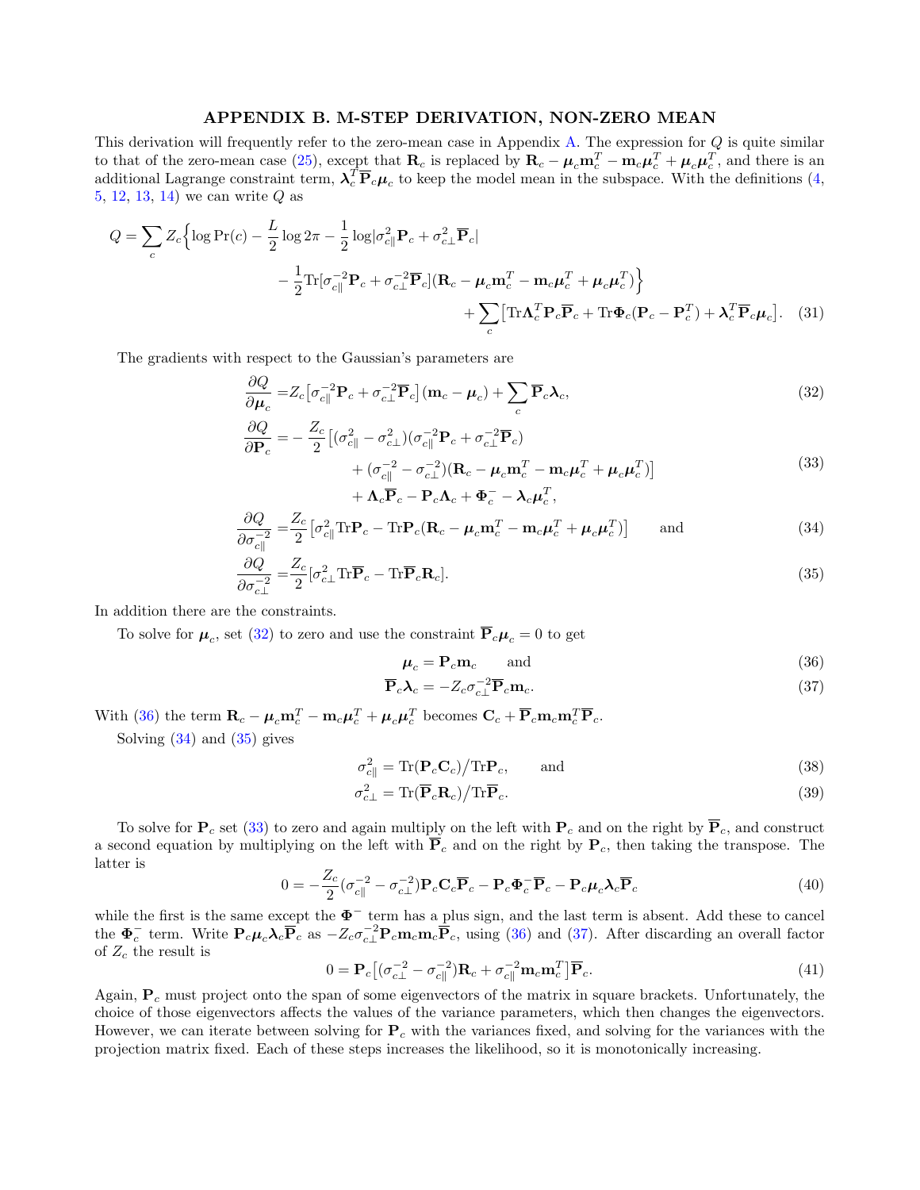## APPENDIX B. M-STEP DERIVATION, NON-ZERO MEAN

This derivation will frequently refer to the zero-mean case in Appendix A. The expression for $Q$ is quite similar to that of the zero-mean case (25), except that $\mathbf{R}_c$ is replaced by $\mathbf{R}_c - \boldsymbol{\mu}_c\mathbf{m}_c^T - \mathbf{m}_c\boldsymbol{\mu}_c^T + \boldsymbol{\mu}_c\boldsymbol{\mu}_c^T$, and there is an additional Lagrange constraint term, $\boldsymbol{\lambda}_c^T\overline{\mathbf{P}}_c\boldsymbol{\mu}_c$ to keep the model mean in the subspace. With the definitions (4, 5, 12, 13, 14) we can write $Q$ as

$$
\begin{aligned}
Q = \sum_c Z_c \Big\{ \log \Pr(c) - \frac{L}{2}\log 2\pi - \frac{1}{2}\log|\sigma_{c\|}^2\mathbf{P}_c + \sigma_{c\perp}^2\overline{\mathbf{P}}_c| \\
- \frac{1}{2}\mathrm{Tr}[\sigma_{c\|}^{-2}\mathbf{P}_c + \sigma_{c\perp}^{-2}\overline{\mathbf{P}}_c](\mathbf{R}_c - \boldsymbol{\mu}_c\mathbf{m}_c^T - \mathbf{m}_c\boldsymbol{\mu}_c^T + \boldsymbol{\mu}_c\boldsymbol{\mu}_c^T)\Big\} \\
+ \sum_c\big[\mathrm{Tr}\boldsymbol{\Lambda}_c^T\mathbf{P}_c\overline{\mathbf{P}}_c + \mathrm{Tr}\boldsymbol{\Phi}_c(\mathbf{P}_c - \mathbf{P}_c^T) + \boldsymbol{\lambda}_c^T\overline{\mathbf{P}}_c\boldsymbol{\mu}_c\big]. \quad (31)
\end{aligned}
$$

The gradients with respect to the Gaussian's parameters are

$$
\frac{\partial Q}{\partial \boldsymbol{\mu}_c} = Z_c\big[\sigma_{c\|}^{-2}\mathbf{P}_c + \sigma_{c\perp}^{-2}\overline{\mathbf{P}}_c\big](\mathbf{m}_c - \boldsymbol{\mu}_c) + \sum_c \overline{\mathbf{P}}_c\boldsymbol{\lambda}_c, \quad (32)
$$

$$
\begin{aligned}
\frac{\partial Q}{\partial \mathbf{P}_c} = -\frac{Z_c}{2}\big[(\sigma_{c\|}^2 - \sigma_{c\perp}^2)(\sigma_{c\|}^{-2}\mathbf{P}_c + \sigma_{c\perp}^{-2}\overline{\mathbf{P}}_c) \\
+ (\sigma_{c\|}^{-2} - \sigma_{c\perp}^{-2})(\mathbf{R}_c - \boldsymbol{\mu}_c\mathbf{m}_c^T - \mathbf{m}_c\boldsymbol{\mu}_c^T + \boldsymbol{\mu}_c\boldsymbol{\mu}_c^T)\big] \\
+ \boldsymbol{\Lambda}_c\overline{\mathbf{P}}_c - \mathbf{P}_c\boldsymbol{\Lambda}_c + \boldsymbol{\Phi}_c^- - \boldsymbol{\lambda}_c\boldsymbol{\mu}_c^T,
\end{aligned} \quad (33)
$$

$$
\frac{\partial Q}{\partial \sigma_{c\|}^{-2}} = \frac{Z_c}{2}\big[\sigma_{c\|}^2\mathrm{Tr}\mathbf{P}_c - \mathrm{Tr}\mathbf{P}_c(\mathbf{R}_c - \boldsymbol{\mu}_c\mathbf{m}_c^T - \mathbf{m}_c\boldsymbol{\mu}_c^T + \boldsymbol{\mu}_c\boldsymbol{\mu}_c^T)\big] \quad \text{and} \quad (34)
$$

$$
\frac{\partial Q}{\partial \sigma_{c\perp}^{-2}} = \frac{Z_c}{2}[\sigma_{c\perp}^2\mathrm{Tr}\overline{\mathbf{P}}_c - \mathrm{Tr}\overline{\mathbf{P}}_c\mathbf{R}_c]. \quad (35)
$$

In addition there are the constraints.

To solve for $\boldsymbol{\mu}_c$, set (32) to zero and use the constraint $\overline{\mathbf{P}}_c\boldsymbol{\mu}_c = 0$ to get

$$
\boldsymbol{\mu}_c = \mathbf{P}_c\mathbf{m}_c \quad \text{and} \quad (36)
$$

$$
\overline{\mathbf{P}}_c\boldsymbol{\lambda}_c = -Z_c\sigma_{c\perp}^{-2}\overline{\mathbf{P}}_c\mathbf{m}_c. \quad (37)
$$

With (36) the term $\mathbf{R}_c - \boldsymbol{\mu}_c\mathbf{m}_c^T - \mathbf{m}_c\boldsymbol{\mu}_c^T + \boldsymbol{\mu}_c\boldsymbol{\mu}_c^T$ becomes $\mathbf{C}_c + \overline{\mathbf{P}}_c\mathbf{m}_c\mathbf{m}_c^T\overline{\mathbf{P}}_c$.

Solving (34) and (35) gives

$$
\sigma_{c\|}^2 = \mathrm{Tr}(\mathbf{P}_c\mathbf{C}_c)/\mathrm{Tr}\mathbf{P}_c, \quad \text{and} \quad (38)
$$

$$
\sigma_{c\perp}^2 = \mathrm{Tr}(\overline{\mathbf{P}}_c\mathbf{R}_c)/\mathrm{Tr}\overline{\mathbf{P}}_c. \quad (39)
$$

To solve for $\mathbf{P}_c$ set (33) to zero and again multiply on the left with $\mathbf{P}_c$ and on the right by $\overline{\mathbf{P}}_c$, and construct a second equation by multiplying on the left with $\overline{\mathbf{P}}_c$ and on the right by $\mathbf{P}_c$, then taking the transpose. The latter is

$$
0 = -\frac{Z_c}{2}(\sigma_{c\|}^{-2} - \sigma_{c\perp}^{-2})\mathbf{P}_c\mathbf{C}_c\overline{\mathbf{P}}_c - \mathbf{P}_c\boldsymbol{\Phi}_c^-\overline{\mathbf{P}}_c - \mathbf{P}_c\boldsymbol{\mu}_c\boldsymbol{\lambda}_c\overline{\mathbf{P}}_c \quad (40)
$$

while the first is the same except the $\boldsymbol{\Phi}^-$ term has a plus sign, and the last term is absent. Add these to cancel the $\boldsymbol{\Phi}_c^-$ term. Write $\mathbf{P}_c\boldsymbol{\mu}_c\boldsymbol{\lambda}_c\overline{\mathbf{P}}_c$ as $-Z_c\sigma_{c\perp}^{-2}\mathbf{P}_c\mathbf{m}_c\mathbf{m}_c\overline{\mathbf{P}}_c$, using (36) and (37). After discarding an overall factor of $Z_c$ the result is

$$
0 = \mathbf{P}_c\big[(\sigma_{c\perp}^{-2} - \sigma_{c\|}^{-2})\mathbf{R}_c + \sigma_{c\|}^{-2}\mathbf{m}_c\mathbf{m}_c^T\big]\overline{\mathbf{P}}_c. \quad (41)
$$

Again, $\mathbf{P}_c$ must project onto the span of some eigenvectors of the matrix in square brackets. Unfortunately, the choice of those eigenvectors affects the values of the variance parameters, which then changes the eigenvectors. However, we can iterate between solving for $\mathbf{P}_c$ with the variances fixed, and solving for the variances with the projection matrix fixed. Each of these steps increases the likelihood, so it is monotonically increasing.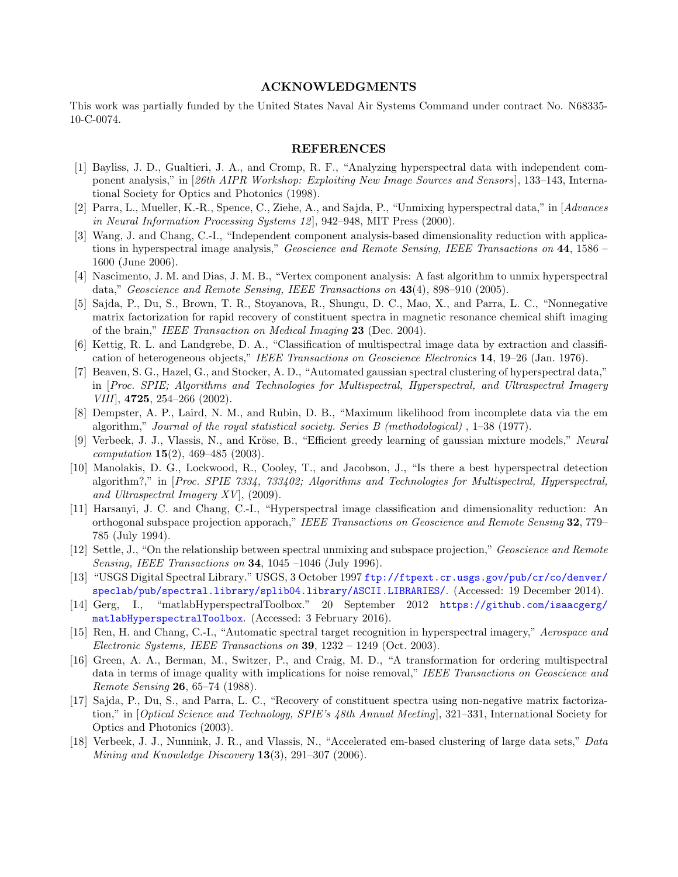## ACKNOWLEDGMENTS

This work was partially funded by the United States Naval Air Systems Command under contract No. N68335-10-C-0074.

## REFERENCES

[1] Bayliss, J. D., Gualtieri, J. A., and Cromp, R. F., "Analyzing hyperspectral data with independent component analysis," in [*26th AIPR Workshop: Exploiting New Image Sources and Sensors*], 133–143, International Society for Optics and Photonics (1998).

[2] Parra, L., Mueller, K.-R., Spence, C., Ziehe, A., and Sajda, P., "Unmixing hyperspectral data," in [*Advances in Neural Information Processing Systems 12*], 942–948, MIT Press (2000).

[3] Wang, J. and Chang, C.-I., "Independent component analysis-based dimensionality reduction with applications in hyperspectral image analysis," *Geoscience and Remote Sensing, IEEE Transactions on* **44**, 1586 – 1600 (June 2006).

[4] Nascimento, J. M. and Dias, J. M. B., "Vertex component analysis: A fast algorithm to unmix hyperspectral data," *Geoscience and Remote Sensing, IEEE Transactions on* **43**(4), 898–910 (2005).

[5] Sajda, P., Du, S., Brown, T. R., Stoyanova, R., Shungu, D. C., Mao, X., and Parra, L. C., "Nonnegative matrix factorization for rapid recovery of constituent spectra in magnetic resonance chemical shift imaging of the brain," *IEEE Transaction on Medical Imaging* **23** (Dec. 2004).

[6] Kettig, R. L. and Landgrebe, D. A., "Classification of multispectral image data by extraction and classification of heterogeneous objects," *IEEE Transactions on Geoscience Electronics* **14**, 19–26 (Jan. 1976).

[7] Beaven, S. G., Hazel, G., and Stocker, A. D., "Automated gaussian spectral clustering of hyperspectral data," in [*Proc. SPIE; Algorithms and Technologies for Multispectral, Hyperspectral, and Ultraspectral Imagery VIII*], **4725**, 254–266 (2002).

[8] Dempster, A. P., Laird, N. M., and Rubin, D. B., "Maximum likelihood from incomplete data via the em algorithm," *Journal of the royal statistical society. Series B (methodological)* , 1–38 (1977).

[9] Verbeek, J. J., Vlassis, N., and Kröse, B., "Efficient greedy learning of gaussian mixture models," *Neural computation* **15**(2), 469–485 (2003).

[10] Manolakis, D. G., Lockwood, R., Cooley, T., and Jacobson, J., "Is there a best hyperspectral detection algorithm?," in [*Proc. SPIE 7334, 733402; Algorithms and Technologies for Multispectral, Hyperspectral, and Ultraspectral Imagery XV*], (2009).

[11] Harsanyi, J. C. and Chang, C.-I., "Hyperspectral image classification and dimensionality reduction: An orthogonal subspace projection apporach," *IEEE Transactions on Geoscience and Remote Sensing* **32**, 779–785 (July 1994).

[12] Settle, J., "On the relationship between spectral unmixing and subspace projection," *Geoscience and Remote Sensing, IEEE Transactions on* **34**, 1045 –1046 (July 1996).

[13] "USGS Digital Spectral Library." USGS, 3 October 1997 ftp://ftpext.cr.usgs.gov/pub/cr/co/denver/speclab/pub/spectral.library/splib04.library/ASCII.LIBRARIES/. (Accessed: 19 December 2014).

[14] Gerg, I., "matlabHyperspectralToolbox." 20 September 2012 https://github.com/isaacgerg/matlabHyperspectralToolbox. (Accessed: 3 February 2016).

[15] Ren, H. and Chang, C.-I., "Automatic spectral target recognition in hyperspectral imagery," *Aerospace and Electronic Systems, IEEE Transactions on* **39**, 1232 – 1249 (Oct. 2003).

[16] Green, A. A., Berman, M., Switzer, P., and Craig, M. D., "A transformation for ordering multispectral data in terms of image quality with implications for noise removal," *IEEE Transactions on Geoscience and Remote Sensing* **26**, 65–74 (1988).

[17] Sajda, P., Du, S., and Parra, L. C., "Recovery of constituent spectra using non-negative matrix factorization," in [*Optical Science and Technology, SPIE's 48th Annual Meeting*], 321–331, International Society for Optics and Photonics (2003).

[18] Verbeek, J. J., Nunnink, J. R., and Vlassis, N., "Accelerated em-based clustering of large data sets," *Data Mining and Knowledge Discovery* **13**(3), 291–307 (2006).